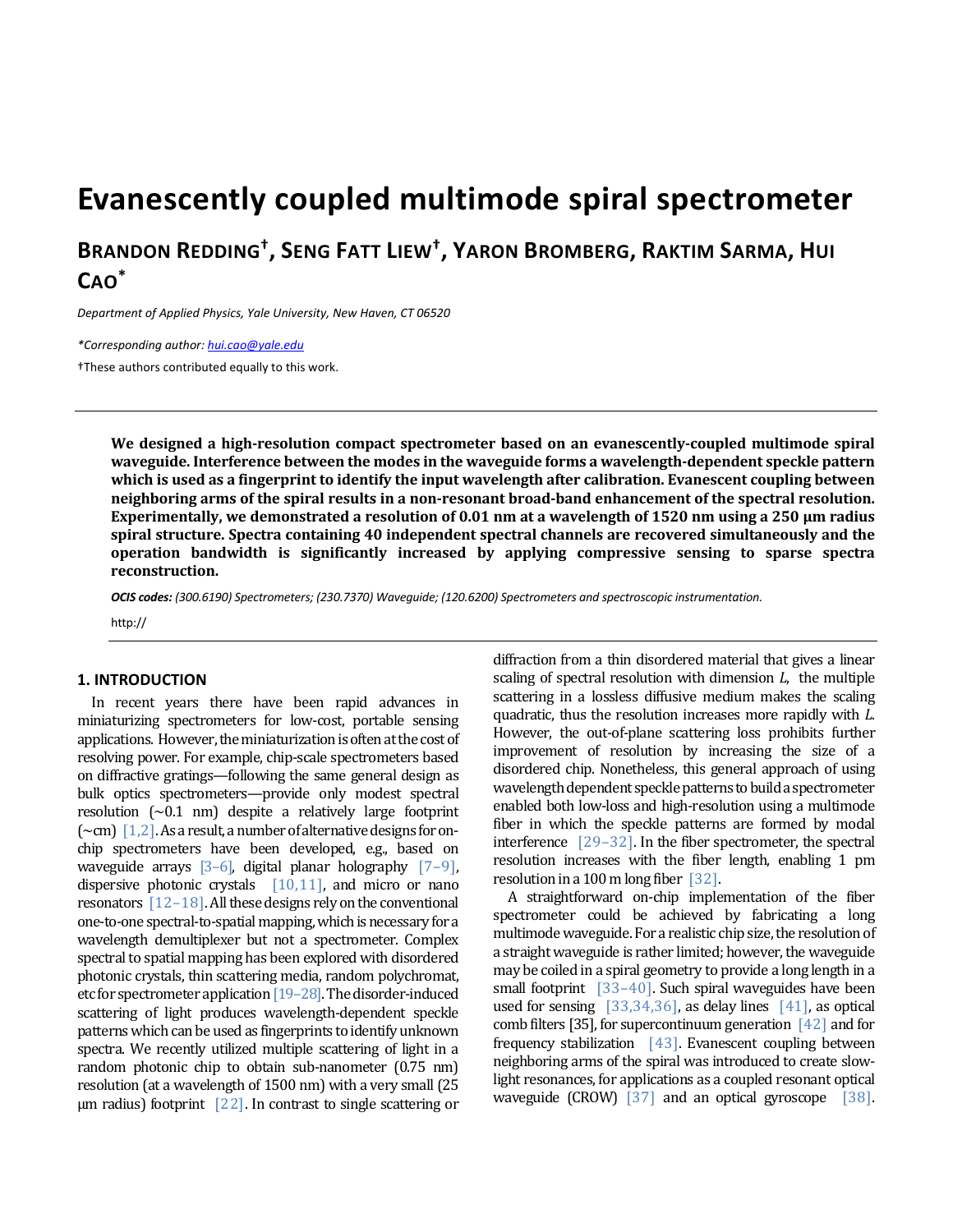# Evanescently coupled multimode spiral spectrometer

**BRANDON REDDING†, SENG FATT LIEW†, YARON BROMBERG, RAKTIM SARMA, HUI CAO***

*Department of Applied Physics, Yale University, New Haven, CT 06520*

*\*Corresponding author: hui.cao@yale.edu*

†These authors contributed equally to this work.

**We designed a high-resolution compact spectrometer based on an evanescently-coupled multimode spiral waveguide. Interference between the modes in the waveguide forms a wavelength-dependent speckle pattern which is used as a fingerprint to identify the input wavelength after calibration. Evanescent coupling between neighboring arms of the spiral results in a non-resonant broad-band enhancement of the spectral resolution. Experimentally, we demonstrated a resolution of 0.01 nm at a wavelength of 1520 nm using a 250 µm radius spiral structure. Spectra containing 40 independent spectral channels are recovered simultaneously and the operation bandwidth is significantly increased by applying compressive sensing to sparse spectra reconstruction.**

***OCIS codes:*** *(300.6190) Spectrometers; (230.7370) Waveguide; (120.6200) Spectrometers and spectroscopic instrumentation.*

http://

## 1. INTRODUCTION

In recent years there have been rapid advances in miniaturizing spectrometers for low-cost, portable sensing applications. However, the miniaturization is often at the cost of resolving power. For example, chip-scale spectrometers based on diffractive gratings—following the same general design as bulk optics spectrometers—provide only modest spectral resolution (~0.1 nm) despite a relatively large footprint (~cm) [1,2]. As a result, a number of alternative designs for on-chip spectrometers have been developed, e.g., based on waveguide arrays [3–6], digital planar holography [7–9], dispersive photonic crystals [10,11], and micro or nano resonators [12–18]. All these designs rely on the conventional one-to-one spectral-to-spatial mapping, which is necessary for a wavelength demultiplexer but not a spectrometer. Complex spectral to spatial mapping has been explored with disordered photonic crystals, thin scattering media, random polychromat, etc for spectrometer application [19–28]. The disorder-induced scattering of light produces wavelength-dependent speckle patterns which can be used as fingerprints to identify unknown spectra. We recently utilized multiple scattering of light in a random photonic chip to obtain sub-nanometer (0.75 nm) resolution (at a wavelength of 1500 nm) with a very small (25 µm radius) footprint [22]. In contrast to single scattering or diffraction from a thin disordered material that gives a linear scaling of spectral resolution with dimension $L$, the multiple scattering in a lossless diffusive medium makes the scaling quadratic, thus the resolution increases more rapidly with $L$. However, the out-of-plane scattering loss prohibits further improvement of resolution by increasing the size of a disordered chip. Nonetheless, this general approach of using wavelength dependent speckle patterns to build a spectrometer enabled both low-loss and high-resolution using a multimode fiber in which the speckle patterns are formed by modal interference [29–32]. In the fiber spectrometer, the spectral resolution increases with the fiber length, enabling 1 pm resolution in a 100 m long fiber [32].

A straightforward on-chip implementation of the fiber spectrometer could be achieved by fabricating a long multimode waveguide. For a realistic chip size, the resolution of a straight waveguide is rather limited; however, the waveguide may be coiled in a spiral geometry to provide a long length in a small footprint [33–40]. Such spiral waveguides have been used for sensing [33,34,36], as delay lines [41], as optical comb filters [35], for supercontinuum generation [42] and for frequency stabilization [43]. Evanescent coupling between neighboring arms of the spiral was introduced to create slow-light resonances, for applications as a coupled resonant optical waveguide (CROW) [37] and an optical gyroscope [38].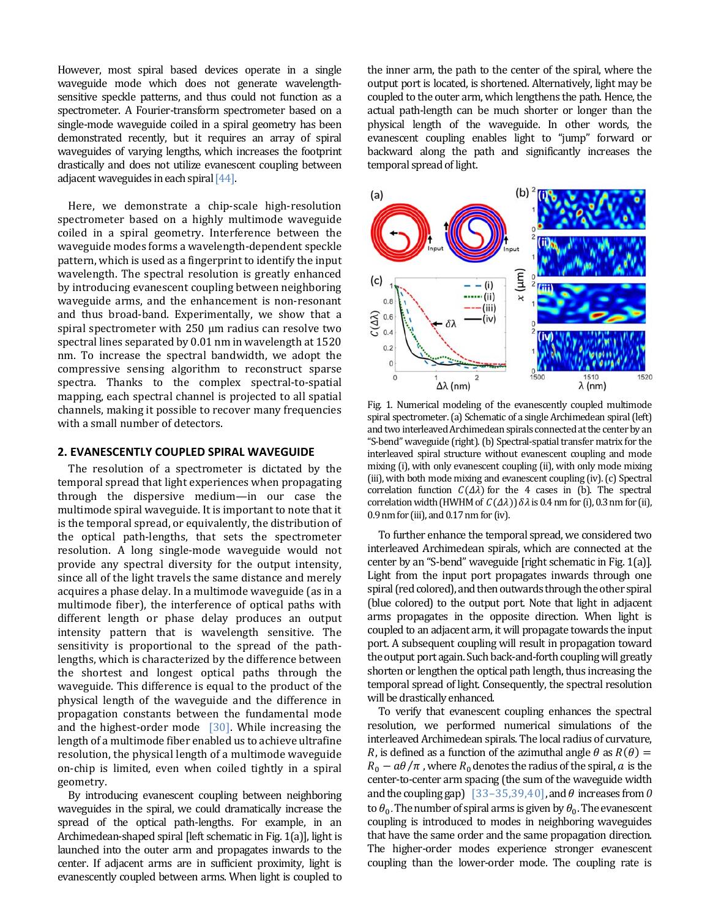However, most spiral based devices operate in a single waveguide mode which does not generate wavelength-sensitive speckle patterns, and thus could not function as a spectrometer. A Fourier-transform spectrometer based on a single-mode waveguide coiled in a spiral geometry has been demonstrated recently, but it requires an array of spiral waveguides of varying lengths, which increases the footprint drastically and does not utilize evanescent coupling between adjacent waveguides in each spiral [44].

Here, we demonstrate a chip-scale high-resolution spectrometer based on a highly multimode waveguide coiled in a spiral geometry. Interference between the waveguide modes forms a wavelength-dependent speckle pattern, which is used as a fingerprint to identify the input wavelength. The spectral resolution is greatly enhanced by introducing evanescent coupling between neighboring waveguide arms, and the enhancement is non-resonant and thus broad-band. Experimentally, we show that a spiral spectrometer with 250 μm radius can resolve two spectral lines separated by 0.01 nm in wavelength at 1520 nm. To increase the spectral bandwidth, we adopt the compressive sensing algorithm to reconstruct sparse spectra. Thanks to the complex spectral-to-spatial mapping, each spectral channel is projected to all spatial channels, making it possible to recover many frequencies with a small number of detectors.

## 2. EVANESCENTLY COUPLED SPIRAL WAVEGUIDE

The resolution of a spectrometer is dictated by the temporal spread that light experiences when propagating through the dispersive medium—in our case the multimode spiral waveguide. It is important to note that it is the temporal spread, or equivalently, the distribution of the optical path-lengths, that sets the spectrometer resolution. A long single-mode waveguide would not provide any spectral diversity for the output intensity, since all of the light travels the same distance and merely acquires a phase delay. In a multimode waveguide (as in a multimode fiber), the interference of optical paths with different length or phase delay produces an output intensity pattern that is wavelength sensitive. The sensitivity is proportional to the spread of the path-lengths, which is characterized by the difference between the shortest and longest optical paths through the waveguide. This difference is equal to the product of the physical length of the waveguide and the difference in propagation constants between the fundamental mode and the highest-order mode [30]. While increasing the length of a multimode fiber enabled us to achieve ultrafine resolution, the physical length of a multimode waveguide on-chip is limited, even when coiled tightly in a spiral geometry.

By introducing evanescent coupling between neighboring waveguides in the spiral, we could dramatically increase the spread of the optical path-lengths. For example, in an Archimedean-shaped spiral [left schematic in Fig. 1(a)], light is launched into the outer arm and propagates inwards to the center. If adjacent arms are in sufficient proximity, light is evanescently coupled between arms. When light is coupled to the inner arm, the path to the center of the spiral, where the output port is located, is shortened. Alternatively, light may be coupled to the outer arm, which lengthens the path. Hence, the actual path-length can be much shorter or longer than the physical length of the waveguide. In other words, the evanescent coupling enables light to "jump" forward or backward along the path and significantly increases the temporal spread of light.

Fig. 1. Numerical modeling of the evanescently coupled multimode spiral spectrometer. (a) Schematic of a single Archimedean spiral (left) and two interleaved Archimedean spirals connected at the center by an "S-bend" waveguide (right). (b) Spectral-spatial transfer matrix for the interleaved spiral structure without evanescent coupling and mode mixing (i), with only evanescent coupling (ii), with only mode mixing (iii), with both mode mixing and evanescent coupling (iv). (c) Spectral correlation function $C(\Delta\lambda)$ for the 4 cases in (b). The spectral correlation width (HWHM of $C(\Delta\lambda)$) $\delta\lambda$ is 0.4 nm for (i), 0.3 nm for (ii), 0.9 nm for (iii), and 0.17 nm for (iv).

To further enhance the temporal spread, we considered two interleaved Archimedean spirals, which are connected at the center by an "S-bend" waveguide [right schematic in Fig. 1(a)]. Light from the input port propagates inwards through one spiral (red colored), and then outwards through the other spiral (blue colored) to the output port. Note that light in adjacent arms propagates in the opposite direction. When light is coupled to an adjacent arm, it will propagate towards the input port. A subsequent coupling will result in propagation toward the output port again. Such back-and-forth coupling will greatly shorten or lengthen the optical path length, thus increasing the temporal spread of light. Consequently, the spectral resolution will be drastically enhanced.

To verify that evanescent coupling enhances the spectral resolution, we performed numerical simulations of the interleaved Archimedean spirals. The local radius of curvature, $R$, is defined as a function of the azimuthal angle $\theta$ as $R(\theta) = R_0 - a\theta/\pi$, where $R_0$ denotes the radius of the spiral, $a$ is the center-to-center arm spacing (the sum of the waveguide width and the coupling gap) [33–35,39,40], and $\theta$ increases from $0$ to $\theta_0$. The number of spiral arms is given by $\theta_0$. The evanescent coupling is introduced to modes in neighboring waveguides that have the same order and the same propagation direction. The higher-order modes experience stronger evanescent coupling than the lower-order mode. The coupling rate is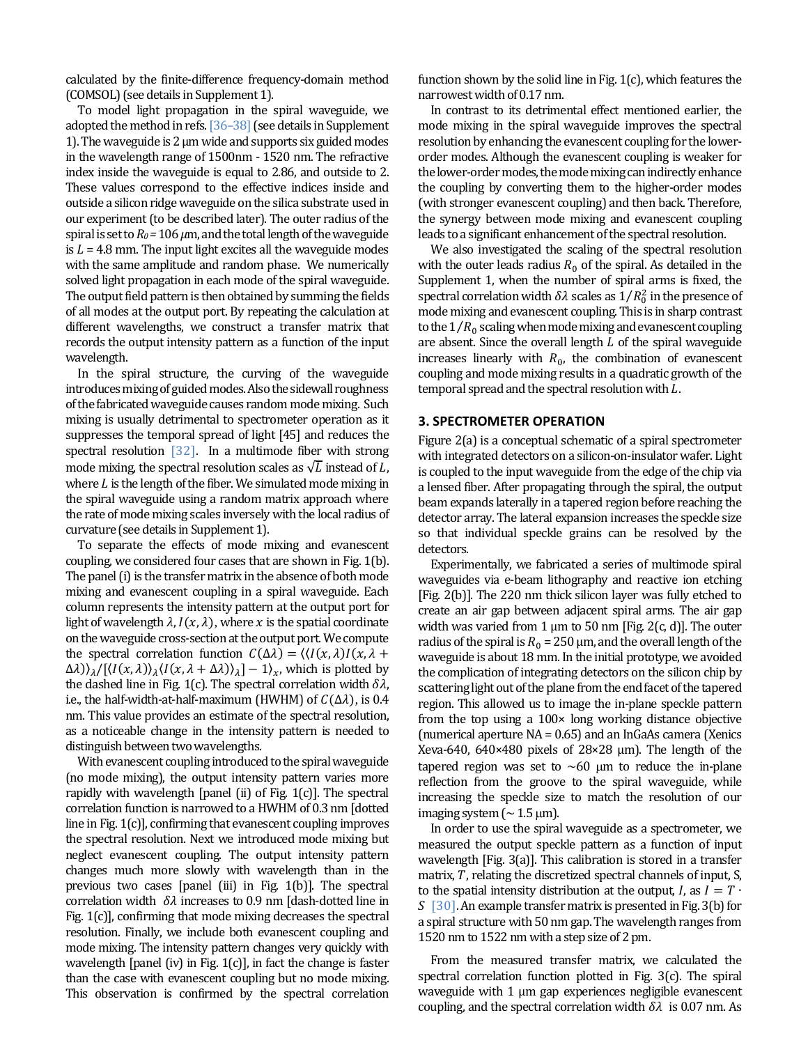calculated by the finite-difference frequency-domain method (COMSOL) (see details in Supplement 1).

To model light propagation in the spiral waveguide, we adopted the method in refs. [36–38] (see details in Supplement 1). The waveguide is 2 μm wide and supports six guided modes in the wavelength range of 1500nm - 1520 nm. The refractive index inside the waveguide is equal to 2.86, and outside to 2. These values correspond to the effective indices inside and outside a silicon ridge waveguide on the silica substrate used in our experiment (to be described later). The outer radius of the spiral is set to $R_0$ = 106 μm, and the total length of the waveguide is $L$ = 4.8 mm. The input light excites all the waveguide modes with the same amplitude and random phase. We numerically solved light propagation in each mode of the spiral waveguide. The output field pattern is then obtained by summing the fields of all modes at the output port. By repeating the calculation at different wavelengths, we construct a transfer matrix that records the output intensity pattern as a function of the input wavelength.

In the spiral structure, the curving of the waveguide introduces mixing of guided modes. Also the sidewall roughness of the fabricated waveguide causes random mode mixing. Such mixing is usually detrimental to spectrometer operation as it suppresses the temporal spread of light [45] and reduces the spectral resolution [32]. In a multimode fiber with strong mode mixing, the spectral resolution scales as $\sqrt{L}$ instead of $L$, where $L$ is the length of the fiber. We simulated mode mixing in the spiral waveguide using a random matrix approach where the rate of mode mixing scales inversely with the local radius of curvature (see details in Supplement 1).

To separate the effects of mode mixing and evanescent coupling, we considered four cases that are shown in Fig. 1(b). The panel (i) is the transfer matrix in the absence of both mode mixing and evanescent coupling in a spiral waveguide. Each column represents the intensity pattern at the output port for light of wavelength $\lambda$, $I(x,\lambda)$, where $x$ is the spatial coordinate on the waveguide cross-section at the output port. We compute the spectral correlation function $C(\Delta\lambda) = \langle \langle I(x,\lambda) I(x,\lambda+\Delta\lambda)\rangle_\lambda / [\langle I(x,\lambda)\rangle_\lambda \langle I(x,\lambda+\Delta\lambda)\rangle_\lambda] - 1\rangle_x$, which is plotted by the dashed line in Fig. 1(c). The spectral correlation width $\delta\lambda$, i.e., the half-width-at-half-maximum (HWHM) of $C(\Delta\lambda)$, is 0.4 nm. This value provides an estimate of the spectral resolution, as a noticeable change in the intensity pattern is needed to distinguish between two wavelengths.

With evanescent coupling introduced to the spiral waveguide (no mode mixing), the output intensity pattern varies more rapidly with wavelength [panel (ii) of Fig. 1(c)]. The spectral correlation function is narrowed to a HWHM of 0.3 nm [dotted line in Fig. 1(c)], confirming that evanescent coupling improves the spectral resolution. Next we introduced mode mixing but neglect evanescent coupling. The output intensity pattern changes much more slowly with wavelength than in the previous two cases [panel (iii) in Fig. 1(b)]. The spectral correlation width $\delta\lambda$ increases to 0.9 nm [dash-dotted line in Fig. 1(c)], confirming that mode mixing decreases the spectral resolution. Finally, we include both evanescent coupling and mode mixing. The intensity pattern changes very quickly with wavelength [panel (iv) in Fig. 1(c)], in fact the change is faster than the case with evanescent coupling but no mode mixing. This observation is confirmed by the spectral correlation function shown by the solid line in Fig. 1(c), which features the narrowest width of 0.17 nm.

In contrast to its detrimental effect mentioned earlier, the mode mixing in the spiral waveguide improves the spectral resolution by enhancing the evanescent coupling for the lower-order modes. Although the evanescent coupling is weaker for the lower-order modes, the mode mixing can indirectly enhance the coupling by converting them to the higher-order modes (with stronger evanescent coupling) and then back. Therefore, the synergy between mode mixing and evanescent coupling leads to a significant enhancement of the spectral resolution.

We also investigated the scaling of the spectral resolution with the outer leads radius $R_0$ of the spiral. As detailed in the Supplement 1, when the number of spiral arms is fixed, the spectral correlation width $\delta\lambda$ scales as $1/R_0^2$ in the presence of mode mixing and evanescent coupling. This is in sharp contrast to the $1/R_0$ scaling when mode mixing and evanescent coupling are absent. Since the overall length $L$ of the spiral waveguide increases linearly with $R_0$, the combination of evanescent coupling and mode mixing results in a quadratic growth of the temporal spread and the spectral resolution with $L$.

## 3. SPECTROMETER OPERATION

Figure 2(a) is a conceptual schematic of a spiral spectrometer with integrated detectors on a silicon-on-insulator wafer. Light is coupled to the input waveguide from the edge of the chip via a lensed fiber. After propagating through the spiral, the output beam expands laterally in a tapered region before reaching the detector array. The lateral expansion increases the speckle size so that individual speckle grains can be resolved by the detectors.

Experimentally, we fabricated a series of multimode spiral waveguides via e-beam lithography and reactive ion etching [Fig. 2(b)]. The 220 nm thick silicon layer was fully etched to create an air gap between adjacent spiral arms. The air gap width was varied from 1 μm to 50 nm [Fig. 2(c, d)]. The outer radius of the spiral is $R_0$ = 250 μm, and the overall length of the waveguide is about 18 mm. In the initial prototype, we avoided the complication of integrating detectors on the silicon chip by scattering light out of the plane from the end facet of the tapered region. This allowed us to image the in-plane speckle pattern from the top using a 100× long working distance objective (numerical aperture NA = 0.65) and an InGaAs camera (Xenics Xeva-640, 640×480 pixels of 28×28 μm). The length of the tapered region was set to ∼60 μm to reduce the in-plane reflection from the groove to the spiral waveguide, while increasing the speckle size to match the resolution of our imaging system (∼ 1.5 μm).

In order to use the spiral waveguide as a spectrometer, we measured the output speckle pattern as a function of input wavelength [Fig. 3(a)]. This calibration is stored in a transfer matrix, $T$, relating the discretized spectral channels of input, S, to the spatial intensity distribution at the output, $I$, as $I = T \cdot S$ [30]. An example transfer matrix is presented in Fig. 3(b) for a spiral structure with 50 nm gap. The wavelength ranges from 1520 nm to 1522 nm with a step size of 2 pm.

From the measured transfer matrix, we calculated the spectral correlation function plotted in Fig. 3(c). The spiral waveguide with 1 μm gap experiences negligible evanescent coupling, and the spectral correlation width $\delta\lambda$ is 0.07 nm. As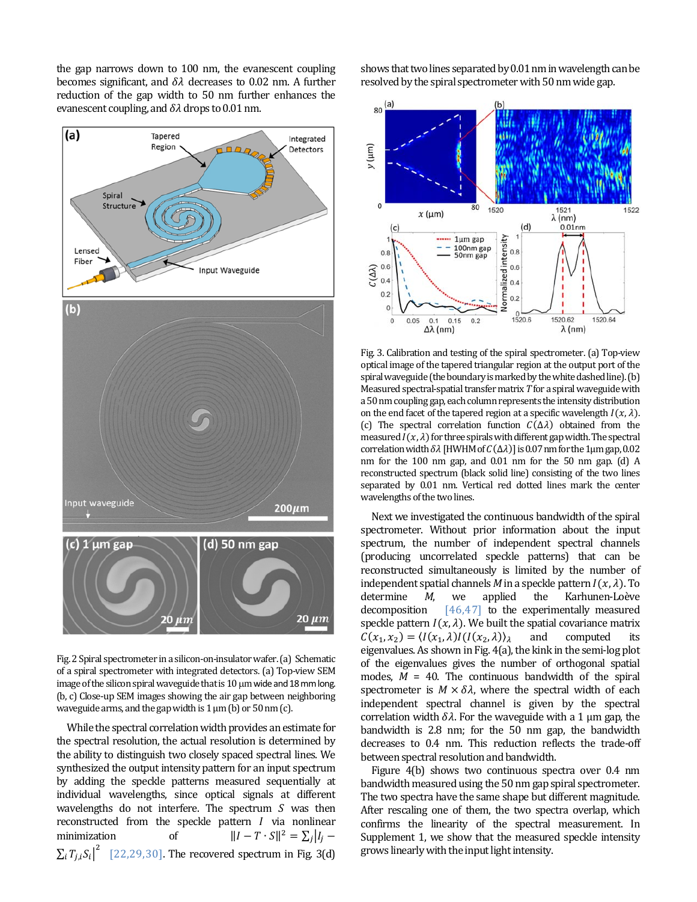the gap narrows down to 100 nm, the evanescent coupling becomes significant, and $\delta\lambda$ decreases to 0.02 nm. A further reduction of the gap width to 50 nm further enhances the evanescent coupling, and $\delta\lambda$ drops to 0.01 nm.

Fig. 2 Spiral spectrometer in a silicon-on-insulator wafer. (a) Schematic of a spiral spectrometer with integrated detectors. (a) Top-view SEM image of the silicon spiral waveguide that is 10 μm wide and 18 mm long. (b, c) Close-up SEM images showing the air gap between neighboring waveguide arms, and the gap width is 1 μm (b) or 50 nm (c).

While the spectral correlation width provides an estimate for the spectral resolution, the actual resolution is determined by the ability to distinguish two closely spaced spectral lines. We synthesized the output intensity pattern for an input spectrum by adding the speckle patterns measured sequentially at individual wavelengths, since optical signals at different wavelengths do not interfere. The spectrum $S$ was then reconstructed from the speckle pattern $I$ via nonlinear minimization of $\|I - T \cdot S\|^2 = \sum_j |I_j - \sum_i T_{j,i} S_i|^2$ [22,29,30]. The recovered spectrum in Fig. 3(d) shows that two lines separated by 0.01 nm in wavelength can be resolved by the spiral spectrometer with 50 nm wide gap.

Fig. 3. Calibration and testing of the spiral spectrometer. (a) Top-view optical image of the tapered triangular region at the output port of the spiral waveguide (the boundary is marked by the white dashed line). (b) Measured spectral-spatial transfer matrix $T$ for a spiral waveguide with a 50 nm coupling gap, each column represents the intensity distribution on the end facet of the tapered region at a specific wavelength $I(x, \lambda)$. (c) The spectral correlation function $C(\Delta\lambda)$ obtained from the measured $I(x, \lambda)$ for three spirals with different gap width. The spectral correlation width $\delta\lambda$ [HWHM of $C(\Delta\lambda)$] is 0.07 nm for the 1μm gap, 0.02 nm for the 100 nm gap, and 0.01 nm for the 50 nm gap. (d) A reconstructed spectrum (black solid line) consisting of the two lines separated by 0.01 nm. Vertical red dotted lines mark the center wavelengths of the two lines.

Next we investigated the continuous bandwidth of the spiral spectrometer. Without prior information about the input spectrum, the number of independent spectral channels (producing uncorrelated speckle patterns) that can be reconstructed simultaneously is limited by the number of independent spatial channels $M$ in a speckle pattern $I(x, \lambda)$. To determine $M$, we applied the Karhunen-Loève decomposition [46,47] to the experimentally measured speckle pattern $I(x, \lambda)$. We built the spatial covariance matrix $C(x_1, x_2) = \langle I(x_1, \lambda) I(I(x_2, \lambda) \rangle_\lambda$ and computed its eigenvalues. As shown in Fig. 4(a), the kink in the semi-log plot of the eigenvalues gives the number of orthogonal spatial modes, $M$ = 40. The continuous bandwidth of the spiral spectrometer is $M \times \delta\lambda$, where the spectral width of each independent spectral channel is given by the spectral correlation width $\delta\lambda$. For the waveguide with a 1 μm gap, the bandwidth is 2.8 nm; for the 50 nm gap, the bandwidth decreases to 0.4 nm. This reduction reflects the trade-off between spectral resolution and bandwidth.

Figure 4(b) shows two continuous spectra over 0.4 nm bandwidth measured using the 50 nm gap spiral spectrometer. The two spectra have the same shape but different magnitude. After rescaling one of them, the two spectra overlap, which confirms the linearity of the spectral measurement. In Supplement 1, we show that the measured speckle intensity grows linearly with the input light intensity.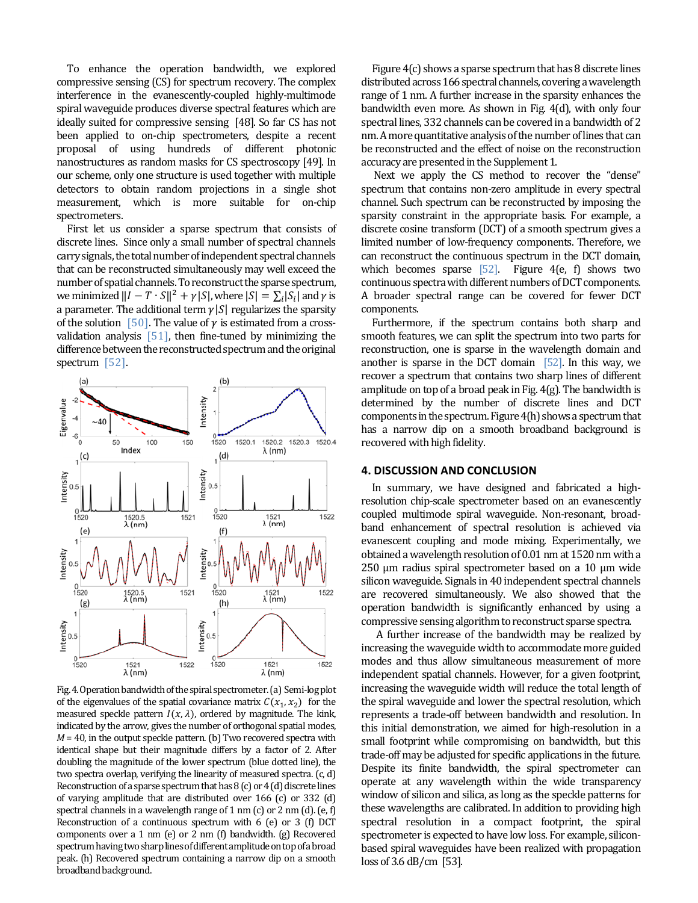To enhance the operation bandwidth, we explored compressive sensing (CS) for spectrum recovery. The complex interference in the evanescently-coupled highly-multimode spiral waveguide produces diverse spectral features which are ideally suited for compressive sensing [48]. So far CS has not been applied to on-chip spectrometers, despite a recent proposal of using hundreds of different photonic nanostructures as random masks for CS spectroscopy [49]. In our scheme, only one structure is used together with multiple detectors to obtain random projections in a single shot measurement, which is more suitable for on-chip spectrometers.

First let us consider a sparse spectrum that consists of discrete lines. Since only a small number of spectral channels carry signals, the total number of independent spectral channels that can be reconstructed simultaneously may well exceed the number of spatial channels. To reconstruct the sparse spectrum, we minimized $\|I - T \cdot S\|^2 + \gamma|S|$, where $|S| = \sum_i |S_i|$ and $\gamma$ is a parameter. The additional term $\gamma|S|$ regularizes the sparsity of the solution [50]. The value of $\gamma$ is estimated from a cross-validation analysis [51], then fine-tuned by minimizing the difference between the reconstructed spectrum and the original spectrum [52].

Fig. 4. Operation bandwidth of the spiral spectrometer. (a) Semi-log plot of the eigenvalues of the spatial covariance matrix $C(x_1, x_2)$ for the measured speckle pattern $I(x, \lambda)$, ordered by magnitude. The kink, indicated by the arrow, gives the number of orthogonal spatial modes, $M = 40$, in the output speckle pattern. (b) Two recovered spectra with identical shape but their magnitude differs by a factor of 2. After doubling the magnitude of the lower spectrum (blue dotted line), the two spectra overlap, verifying the linearity of measured spectra. (c, d) Reconstruction of a sparse spectrum that has 8 (c) or 4 (d) discrete lines of varying amplitude that are distributed over 166 (c) or 332 (d) spectral channels in a wavelength range of 1 nm (c) or 2 nm (d). (e, f) Reconstruction of a continuous spectrum with 6 (e) or 3 (f) DCT components over a 1 nm (e) or 2 nm (f) bandwidth. (g) Recovered spectrum having two sharp lines of different amplitude on top of a broad peak. (h) Recovered spectrum containing a narrow dip on a smooth broadband background.

Figure 4(c) shows a sparse spectrum that has 8 discrete lines distributed across 166 spectral channels, covering a wavelength range of 1 nm. A further increase in the sparsity enhances the bandwidth even more. As shown in Fig. 4(d), with only four spectral lines, 332 channels can be covered in a bandwidth of 2 nm. A more quantitative analysis of the number of lines that can be reconstructed and the effect of noise on the reconstruction accuracy are presented in the Supplement 1.

Next we apply the CS method to recover the "dense" spectrum that contains non-zero amplitude in every spectral channel. Such spectrum can be reconstructed by imposing the sparsity constraint in the appropriate basis. For example, a discrete cosine transform (DCT) of a smooth spectrum gives a limited number of low-frequency components. Therefore, we can reconstruct the continuous spectrum in the DCT domain, which becomes sparse [52]. Figure 4(e, f) shows two continuous spectra with different numbers of DCT components. A broader spectral range can be covered for fewer DCT components.

Furthermore, if the spectrum contains both sharp and smooth features, we can split the spectrum into two parts for reconstruction, one is sparse in the wavelength domain and another is sparse in the DCT domain [52]. In this way, we recover a spectrum that contains two sharp lines of different amplitude on top of a broad peak in Fig. 4(g). The bandwidth is determined by the number of discrete lines and DCT components in the spectrum. Figure 4(h) shows a spectrum that has a narrow dip on a smooth broadband background is recovered with high fidelity.

## 4. DISCUSSION AND CONCLUSION

In summary, we have designed and fabricated a high-resolution chip-scale spectrometer based on an evanescently coupled multimode spiral waveguide. Non-resonant, broad-band enhancement of spectral resolution is achieved via evanescent coupling and mode mixing. Experimentally, we obtained a wavelength resolution of 0.01 nm at 1520 nm with a 250 µm radius spiral spectrometer based on a 10 µm wide silicon waveguide. Signals in 40 independent spectral channels are recovered simultaneously. We also showed that the operation bandwidth is significantly enhanced by using a compressive sensing algorithm to reconstruct sparse spectra.

A further increase of the bandwidth may be realized by increasing the waveguide width to accommodate more guided modes and thus allow simultaneous measurement of more independent spatial channels. However, for a given footprint, increasing the waveguide width will reduce the total length of the spiral waveguide and lower the spectral resolution, which represents a trade-off between bandwidth and resolution. In this initial demonstration, we aimed for high-resolution in a small footprint while compromising on bandwidth, but this trade-off may be adjusted for specific applications in the future. Despite its finite bandwidth, the spiral spectrometer can operate at any wavelength within the wide transparency window of silicon and silica, as long as the speckle patterns for these wavelengths are calibrated. In addition to providing high spectral resolution in a compact footprint, the spiral spectrometer is expected to have low loss. For example, silicon-based spiral waveguides have been realized with propagation loss of 3.6 dB/cm [53].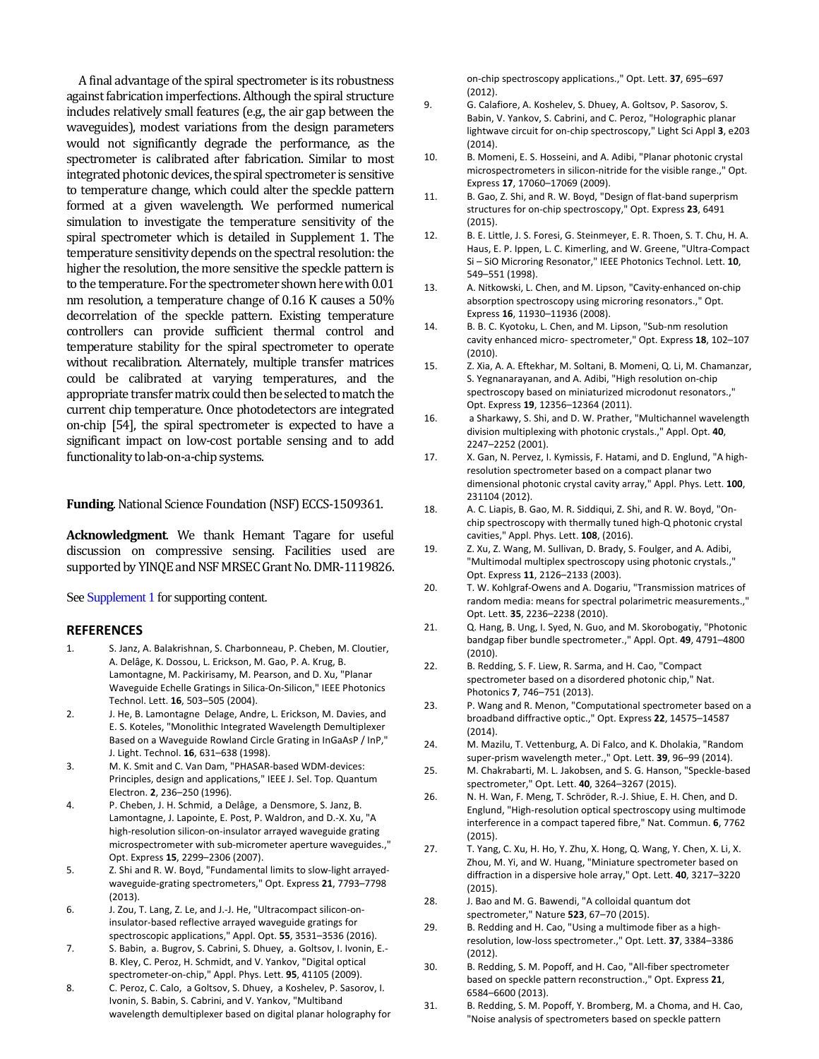A final advantage of the spiral spectrometer is its robustness against fabrication imperfections. Although the spiral structure includes relatively small features (e.g., the air gap between the waveguides), modest variations from the design parameters would not significantly degrade the performance, as the spectrometer is calibrated after fabrication. Similar to most integrated photonic devices, the spiral spectrometer is sensitive to temperature change, which could alter the speckle pattern formed at a given wavelength. We performed numerical simulation to investigate the temperature sensitivity of the spiral spectrometer which is detailed in Supplement 1. The temperature sensitivity depends on the spectral resolution: the higher the resolution, the more sensitive the speckle pattern is to the temperature. For the spectrometer shown here with 0.01 nm resolution, a temperature change of 0.16 K causes a 50% decorrelation of the speckle pattern. Existing temperature controllers can provide sufficient thermal control and temperature stability for the spiral spectrometer to operate without recalibration. Alternately, multiple transfer matrices could be calibrated at varying temperatures, and the appropriate transfer matrix could then be selected to match the current chip temperature. Once photodetectors are integrated on-chip [54], the spiral spectrometer is expected to have a significant impact on low-cost portable sensing and to add functionality to lab-on-a-chip systems.

**Funding**. National Science Foundation (NSF) ECCS-1509361.

**Acknowledgment**. We thank Hemant Tagare for useful discussion on compressive sensing. Facilities used are supported by YINQE and NSF MRSEC Grant No. DMR-1119826.

See Supplement 1 for supporting content.

## REFERENCES

1. S. Janz, A. Balakrishnan, S. Charbonneau, P. Cheben, M. Cloutier, A. Delâge, K. Dossou, L. Erickson, M. Gao, P. A. Krug, B. Lamontagne, M. Packirisamy, M. Pearson, and D. Xu, "Planar Waveguide Echelle Gratings in Silica-On-Silicon," IEEE Photonics Technol. Lett. **16**, 503–505 (2004).
2. J. He, B. Lamontagne Delage, Andre, L. Erickson, M. Davies, and E. S. Koteles, "Monolithic Integrated Wavelength Demultiplexer Based on a Waveguide Rowland Circle Grating in InGaAsP / InP," J. Light. Technol. **16**, 631–638 (1998).
3. M. K. Smit and C. Van Dam, "PHASAR-based WDM-devices: Principles, design and applications," IEEE J. Sel. Top. Quantum Electron. **2**, 236–250 (1996).
4. P. Cheben, J. H. Schmid, a Delâge, a Densmore, S. Janz, B. Lamontagne, J. Lapointe, E. Post, P. Waldron, and D.-X. Xu, "A high-resolution silicon-on-insulator arrayed waveguide grating microspectrometer with sub-micrometer aperture waveguides.," Opt. Express **15**, 2299–2306 (2007).
5. Z. Shi and R. W. Boyd, "Fundamental limits to slow-light arrayed-waveguide-grating spectrometers," Opt. Express **21**, 7793–7798 (2013).
6. J. Zou, T. Lang, Z. Le, and J.-J. He, "Ultracompact silicon-on-insulator-based reflective arrayed waveguide gratings for spectroscopic applications," Appl. Opt. **55**, 3531–3536 (2016).
7. S. Babin, a. Bugrov, S. Cabrini, S. Dhuey, a. Goltsov, I. Ivonin, E.-B. Kley, C. Peroz, H. Schmidt, and V. Yankov, "Digital optical spectrometer-on-chip," Appl. Phys. Lett. **95**, 41105 (2009).
8. C. Peroz, C. Calo, a Goltsov, S. Dhuey, a Koshelev, P. Sasorov, I. Ivonin, S. Babin, S. Cabrini, and V. Yankov, "Multiband wavelength demultiplexer based on digital planar holography for on-chip spectroscopy applications.," Opt. Lett. **37**, 695–697 (2012).
9. G. Calafiore, A. Koshelev, S. Dhuey, A. Goltsov, P. Sasorov, S. Babin, V. Yankov, S. Cabrini, and C. Peroz, "Holographic planar lightwave circuit for on-chip spectroscopy," Light Sci Appl **3**, e203 (2014).
10. B. Momeni, E. S. Hosseini, and A. Adibi, "Planar photonic crystal microspectrometers in silicon-nitride for the visible range.," Opt. Express **17**, 17060–17069 (2009).
11. B. Gao, Z. Shi, and R. W. Boyd, "Design of flat-band superprism structures for on-chip spectroscopy," Opt. Express **23**, 6491 (2015).
12. B. E. Little, J. S. Foresi, G. Steinmeyer, E. R. Thoen, S. T. Chu, H. A. Haus, E. P. Ippen, L. C. Kimerling, and W. Greene, "Ultra-Compact Si – SiO Microring Resonator," IEEE Photonics Technol. Lett. **10**, 549–551 (1998).
13. A. Nitkowski, L. Chen, and M. Lipson, "Cavity-enhanced on-chip absorption spectroscopy using microring resonators.," Opt. Express **16**, 11930–11936 (2008).
14. B. B. C. Kyotoku, L. Chen, and M. Lipson, "Sub-nm resolution cavity enhanced micro- spectrometer," Opt. Express **18**, 102–107 (2010).
15. Z. Xia, A. A. Eftekhar, M. Soltani, B. Momeni, Q. Li, M. Chamanzar, S. Yegnanarayanan, and A. Adibi, "High resolution on-chip spectroscopy based on miniaturized microdonut resonators.," Opt. Express **19**, 12356–12364 (2011).
16. a Sharkawy, S. Shi, and D. W. Prather, "Multichannel wavelength division multiplexing with photonic crystals.," Appl. Opt. **40**, 2247–2252 (2001).
17. X. Gan, N. Pervez, I. Kymissis, F. Hatami, and D. Englund, "A high-resolution spectrometer based on a compact planar two dimensional photonic crystal cavity array," Appl. Phys. Lett. **100**, 231104 (2012).
18. A. C. Liapis, B. Gao, M. R. Siddiqui, Z. Shi, and R. W. Boyd, "On-chip spectroscopy with thermally tuned high-Q photonic crystal cavities," Appl. Phys. Lett. **108**, (2016).
19. Z. Xu, Z. Wang, M. Sullivan, D. Brady, S. Foulger, and A. Adibi, "Multimodal multiplex spectroscopy using photonic crystals.," Opt. Express **11**, 2126–2133 (2003).
20. T. W. Kohlgraf-Owens and A. Dogariu, "Transmission matrices of random media: means for spectral polarimetric measurements.," Opt. Lett. **35**, 2236–2238 (2010).
21. Q. Hang, B. Ung, I. Syed, N. Guo, and M. Skorobogatiy, "Photonic bandgap fiber bundle spectrometer.," Appl. Opt. **49**, 4791–4800 (2010).
22. B. Redding, S. F. Liew, R. Sarma, and H. Cao, "Compact spectrometer based on a disordered photonic chip," Nat. Photonics **7**, 746–751 (2013).
23. P. Wang and R. Menon, "Computational spectrometer based on a broadband diffractive optic.," Opt. Express **22**, 14575–14587 (2014).
24. M. Mazilu, T. Vettenburg, A. Di Falco, and K. Dholakia, "Random super-prism wavelength meter.," Opt. Lett. **39**, 96–99 (2014).
25. M. Chakrabarti, M. L. Jakobsen, and S. G. Hanson, "Speckle-based spectrometer," Opt. Lett. **40**, 3264–3267 (2015).
26. N. H. Wan, F. Meng, T. Schröder, R.-J. Shiue, E. H. Chen, and D. Englund, "High-resolution optical spectroscopy using multimode interference in a compact tapered fibre," Nat. Commun. **6**, 7762 (2015).
27. T. Yang, C. Xu, H. Ho, Y. Zhu, X. Hong, Q. Wang, Y. Chen, X. Li, X. Zhou, M. Yi, and W. Huang, "Miniature spectrometer based on diffraction in a dispersive hole array," Opt. Lett. **40**, 3217–3220 (2015).
28. J. Bao and M. G. Bawendi, "A colloidal quantum dot spectrometer," Nature **523**, 67–70 (2015).
29. B. Redding and H. Cao, "Using a multimode fiber as a high-resolution, low-loss spectrometer.," Opt. Lett. **37**, 3384–3386 (2012).
30. B. Redding, S. M. Popoff, and H. Cao, "All-fiber spectrometer based on speckle pattern reconstruction.," Opt. Express **21**, 6584–6600 (2013).
31. B. Redding, S. M. Popoff, Y. Bromberg, M. a Choma, and H. Cao, "Noise analysis of spectrometers based on speckle pattern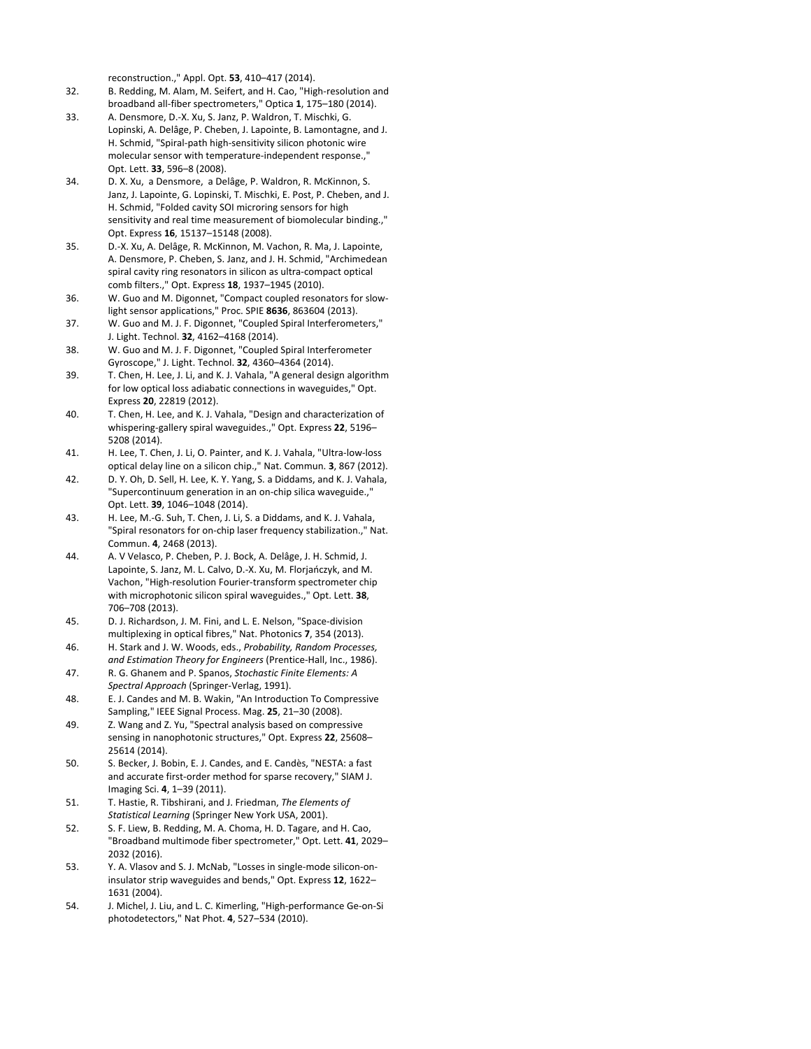reconstruction.," Appl. Opt. **53**, 410–417 (2014).

32. B. Redding, M. Alam, M. Seifert, and H. Cao, "High-resolution and broadband all-fiber spectrometers," Optica **1**, 175–180 (2014).
33. A. Densmore, D.-X. Xu, S. Janz, P. Waldron, T. Mischki, G. Lopinski, A. Delâge, P. Cheben, J. Lapointe, B. Lamontagne, and J. H. Schmid, "Spiral-path high-sensitivity silicon photonic wire molecular sensor with temperature-independent response.," Opt. Lett. **33**, 596–8 (2008).
34. D. X. Xu, a Densmore, a Delâge, P. Waldron, R. McKinnon, S. Janz, J. Lapointe, G. Lopinski, T. Mischki, E. Post, P. Cheben, and J. H. Schmid, "Folded cavity SOI microring sensors for high sensitivity and real time measurement of biomolecular binding.," Opt. Express **16**, 15137–15148 (2008).
35. D.-X. Xu, A. Delâge, R. McKinnon, M. Vachon, R. Ma, J. Lapointe, A. Densmore, P. Cheben, S. Janz, and J. H. Schmid, "Archimedean spiral cavity ring resonators in silicon as ultra-compact optical comb filters.," Opt. Express **18**, 1937–1945 (2010).
36. W. Guo and M. Digonnet, "Compact coupled resonators for slow-light sensor applications," Proc. SPIE **8636**, 863604 (2013).
37. W. Guo and M. J. F. Digonnet, "Coupled Spiral Interferometers," J. Light. Technol. **32**, 4162–4168 (2014).
38. W. Guo and M. J. F. Digonnet, "Coupled Spiral Interferometer Gyroscope," J. Light. Technol. **32**, 4360–4364 (2014).
39. T. Chen, H. Lee, J. Li, and K. J. Vahala, "A general design algorithm for low optical loss adiabatic connections in waveguides," Opt. Express **20**, 22819 (2012).
40. T. Chen, H. Lee, and K. J. Vahala, "Design and characterization of whispering-gallery spiral waveguides.," Opt. Express **22**, 5196–5208 (2014).
41. H. Lee, T. Chen, J. Li, O. Painter, and K. J. Vahala, "Ultra-low-loss optical delay line on a silicon chip.," Nat. Commun. **3**, 867 (2012).
42. D. Y. Oh, D. Sell, H. Lee, K. Y. Yang, S. a Diddams, and K. J. Vahala, "Supercontinuum generation in an on-chip silica waveguide.," Opt. Lett. **39**, 1046–1048 (2014).
43. H. Lee, M.-G. Suh, T. Chen, J. Li, S. a Diddams, and K. J. Vahala, "Spiral resonators for on-chip laser frequency stabilization.," Nat. Commun. **4**, 2468 (2013).
44. A. V Velasco, P. Cheben, P. J. Bock, A. Delâge, J. H. Schmid, J. Lapointe, S. Janz, M. L. Calvo, D.-X. Xu, M. Florjańczyk, and M. Vachon, "High-resolution Fourier-transform spectrometer chip with microphotonic silicon spiral waveguides.," Opt. Lett. **38**, 706–708 (2013).
45. D. J. Richardson, J. M. Fini, and L. E. Nelson, "Space-division multiplexing in optical fibres," Nat. Photonics **7**, 354 (2013).
46. H. Stark and J. W. Woods, eds., *Probability, Random Processes, and Estimation Theory for Engineers* (Prentice-Hall, Inc., 1986).
47. R. G. Ghanem and P. Spanos, *Stochastic Finite Elements: A Spectral Approach* (Springer-Verlag, 1991).
48. E. J. Candes and M. B. Wakin, "An Introduction To Compressive Sampling," IEEE Signal Process. Mag. **25**, 21–30 (2008).
49. Z. Wang and Z. Yu, "Spectral analysis based on compressive sensing in nanophotonic structures," Opt. Express **22**, 25608–25614 (2014).
50. S. Becker, J. Bobin, E. J. Candes, and E. Candès, "NESTA: a fast and accurate first-order method for sparse recovery," SIAM J. Imaging Sci. **4**, 1–39 (2011).
51. T. Hastie, R. Tibshirani, and J. Friedman, *The Elements of Statistical Learning* (Springer New York USA, 2001).
52. S. F. Liew, B. Redding, M. A. Choma, H. D. Tagare, and H. Cao, "Broadband multimode fiber spectrometer," Opt. Lett. **41**, 2029–2032 (2016).
53. Y. A. Vlasov and S. J. McNab, "Losses in single-mode silicon-on-insulator strip waveguides and bends," Opt. Express **12**, 1622–1631 (2004).
54. J. Michel, J. Liu, and L. C. Kimerling, "High-performance Ge-on-Si photodetectors," Nat Phot. **4**, 527–534 (2010).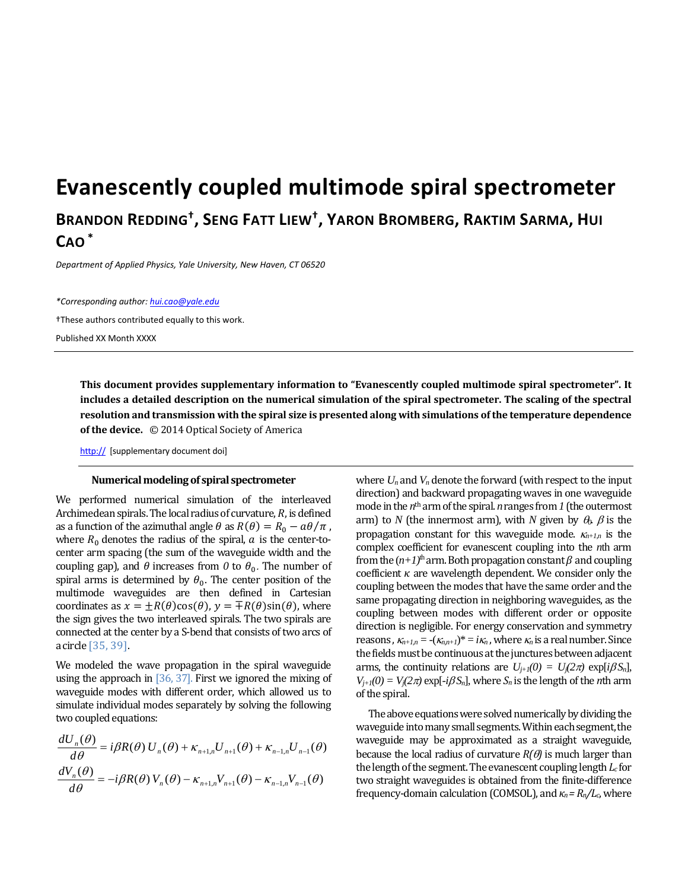# Evanescently coupled multimode spiral spectrometer

**BRANDON REDDING†, SENG FATT LIEW†, YARON BROMBERG, RAKTIM SARMA, HUI CAO \***

*Department of Applied Physics, Yale University, New Haven, CT 06520*

*\*Corresponding author: hui.cao@yale.edu*

†These authors contributed equally to this work.

Published XX Month XXXX

**This document provides supplementary information to "Evanescently coupled multimode spiral spectrometer". It includes a detailed description on the numerical simulation of the spiral spectrometer. The scaling of the spectral resolution and transmission with the spiral size is presented along with simulations of the temperature dependence of the device.** © 2014 Optical Society of America

http:// [supplementary document doi]

### Numerical modeling of spiral spectrometer

We performed numerical simulation of the interleaved Archimedean spirals. The local radius of curvature, $R$, is defined as a function of the azimuthal angle $\theta$ as $R(\theta) = R_0 - a\theta/\pi$, where $R_0$ denotes the radius of the spiral, $a$ is the center-to-center arm spacing (the sum of the waveguide width and the coupling gap), and $\theta$ increases from $0$ to $\theta_0$. The number of spiral arms is determined by $\theta_0$. The center position of the multimode waveguides are then defined in Cartesian coordinates as $x = \pm R(\theta)\cos(\theta)$, $y = \mp R(\theta)\sin(\theta)$, where the sign gives the two interleaved spirals. The two spirals are connected at the center by a S-bend that consists of two arcs of a circle [35, 39].

We modeled the wave propagation in the spiral waveguide using the approach in [36, 37]. First we ignored the mixing of waveguide modes with different order, which allowed us to simulate individual modes separately by solving the following two coupled equations:

$$\frac{dU_n(\theta)}{d\theta} = i\beta R(\theta)\, U_n(\theta) + \kappa_{n+1,n} U_{n+1}(\theta) + \kappa_{n-1,n} U_{n-1}(\theta)$$

$$\frac{dV_n(\theta)}{d\theta} = -i\beta R(\theta)\, V_n(\theta) - \kappa_{n+1,n} V_{n+1}(\theta) - \kappa_{n-1,n} V_{n-1}(\theta)$$

where $U_n$ and $V_n$ denote the forward (with respect to the input direction) and backward propagating waves in one waveguide mode in the $n^{\text{th}}$ arm of the spiral. $n$ ranges from $1$ (the outermost arm) to $N$ (the innermost arm), with $N$ given by $\theta_0$. $\beta$ is the propagation constant for this waveguide mode. $\kappa_{n+1,n}$ is the complex coefficient for evanescent coupling into the $n$th arm from the $(n+1)^{\text{th}}$ arm. Both propagation constant $\beta$ and coupling coefficient $\kappa$ are wavelength dependent. We consider only the coupling between the modes that have the same order and the same propagating direction in neighboring waveguides, as the coupling between modes with different order or opposite direction is negligible. For energy conservation and symmetry reasons, $\kappa_{n+1,n} = -(\kappa_{n,n+1})^* = i\kappa_n$, where $\kappa_n$ is a real number. Since the fields must be continuous at the junctures between adjacent arms, the continuity relations are $U_{j+1}(0) = U_j(2\pi)\exp[i\beta S_n]$, $V_{j+1}(0) = V_j(2\pi)\exp[-i\beta S_n]$, where $S_n$ is the length of the $n$th arm of the spiral.

The above equations were solved numerically by dividing the waveguide into many small segments. Within each segment, the waveguide may be approximated as a straight waveguide, because the local radius of curvature $R(\theta)$ is much larger than the length of the segment. The evanescent coupling length $L_c$ for two straight waveguides is obtained from the finite-difference frequency-domain calculation (COMSOL), and $\kappa_n = R_n/L_c$, where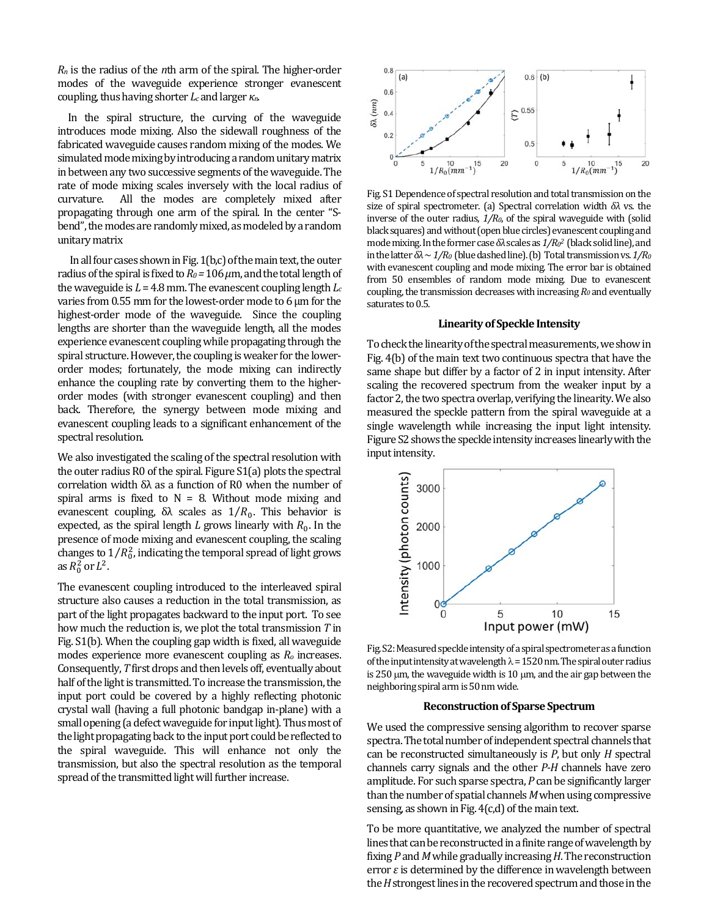$R_n$ is the radius of the $n$th arm of the spiral. The higher-order modes of the waveguide experience stronger evanescent coupling, thus having shorter $L_c$ and larger $\kappa_n$.

In the spiral structure, the curving of the waveguide introduces mode mixing. Also the sidewall roughness of the fabricated waveguide causes random mixing of the modes. We simulated mode mixing by introducing a random unitary matrix in between any two successive segments of the waveguide. The rate of mode mixing scales inversely with the local radius of curvature. All the modes are completely mixed after propagating through one arm of the spiral. In the center "S-bend", the modes are randomly mixed, as modeled by a random unitary matrix

In all four cases shown in Fig. 1(b,c) of the main text, the outer radius of the spiral is fixed to $R_0 = 106\,\mu$m, and the total length of the waveguide is $L = 4.8$ mm. The evanescent coupling length $L_c$ varies from 0.55 mm for the lowest-order mode to 6 μm for the highest-order mode of the waveguide. Since the coupling lengths are shorter than the waveguide length, all the modes experience evanescent coupling while propagating through the spiral structure. However, the coupling is weaker for the lower-order modes; fortunately, the mode mixing can indirectly enhance the coupling rate by converting them to the higher-order modes (with stronger evanescent coupling) and then back. Therefore, the synergy between mode mixing and evanescent coupling leads to a significant enhancement of the spectral resolution.

We also investigated the scaling of the spectral resolution with the outer radius R0 of the spiral. Figure S1(a) plots the spectral correlation width δλ as a function of R0 when the number of spiral arms is fixed to N = 8. Without mode mixing and evanescent coupling, δλ scales as $1/R_0$. This behavior is expected, as the spiral length $L$ grows linearly with $R_0$. In the presence of mode mixing and evanescent coupling, the scaling changes to $1/R_0^2$, indicating the temporal spread of light grows as $R_0^2$ or $L^2$.

The evanescent coupling introduced to the interleaved spiral structure also causes a reduction in the total transmission, as part of the light propagates backward to the input port. To see how much the reduction is, we plot the total transmission $T$ in Fig. S1(b). When the coupling gap width is fixed, all waveguide modes experience more evanescent coupling as $R_o$ increases. Consequently, $T$ first drops and then levels off, eventually about half of the light is transmitted. To increase the transmission, the input port could be covered by a highly reflecting photonic crystal wall (having a full photonic bandgap in-plane) with a small opening (a defect waveguide for input light). Thus most of the light propagating back to the input port could be reflected to the spiral waveguide. This will enhance not only the transmission, but also the spectral resolution as the temporal spread of the transmitted light will further increase.

Fig. S1 Dependence of spectral resolution and total transmission on the size of spiral spectrometer. (a) Spectral correlation width $\delta\lambda$ vs. the inverse of the outer radius, $1/R_0$, of the spiral waveguide with (solid black squares) and without (open blue circles) evanescent coupling and mode mixing. In the former case $\delta\lambda$ scales as $1/R_0^2$ (black solid line), and in the latter $\delta\lambda \sim 1/R_0$ (blue dashed line). (b) Total transmission vs. $1/R_0$ with evanescent coupling and mode mixing. The error bar is obtained from 50 ensembles of random mode mixing. Due to evanescent coupling, the transmission decreases with increasing $R_0$ and eventually saturates to 0.5.

## Linearity of Speckle Intensity

To check the linearity of the spectral measurements, we show in Fig. 4(b) of the main text two continuous spectra that have the same shape but differ by a factor of 2 in input intensity. After scaling the recovered spectrum from the weaker input by a factor 2, the two spectra overlap, verifying the linearity. We also measured the speckle pattern from the spiral waveguide at a single wavelength while increasing the input light intensity. Figure S2 shows the speckle intensity increases linearly with the input intensity.

Fig. S2: Measured speckle intensity of a spiral spectrometer as a function of the input intensity at wavelength λ = 1520 nm. The spiral outer radius is 250 μm, the waveguide width is 10 μm, and the air gap between the neighboring spiral arm is 50 nm wide.

## Reconstruction of Sparse Spectrum

We used the compressive sensing algorithm to recover sparse spectra. The total number of independent spectral channels that can be reconstructed simultaneously is $P$, but only $H$ spectral channels carry signals and the other $P$-$H$ channels have zero amplitude. For such sparse spectra, $P$ can be significantly larger than the number of spatial channels $M$ when using compressive sensing, as shown in Fig. 4(c,d) of the main text.

To be more quantitative, we analyzed the number of spectral lines that can be reconstructed in a finite range of wavelength by fixing $P$ and $M$ while gradually increasing $H$. The reconstruction error $\varepsilon$ is determined by the difference in wavelength between the $H$ strongest lines in the recovered spectrum and those in the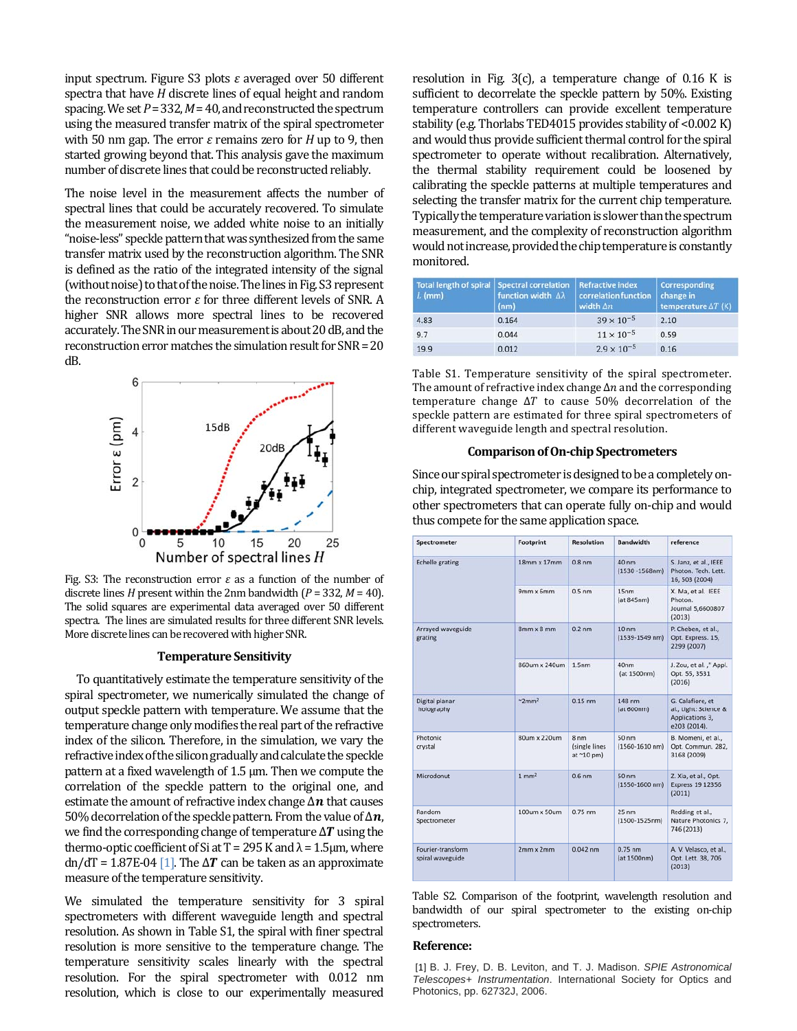input spectrum. Figure S3 plots $\varepsilon$ averaged over 50 different spectra that have $H$ discrete lines of equal height and random spacing. We set $P = 332$, $M = 40$, and reconstructed the spectrum using the measured transfer matrix of the spiral spectrometer with 50 nm gap. The error $\varepsilon$ remains zero for $H$ up to 9, then started growing beyond that. This analysis gave the maximum number of discrete lines that could be reconstructed reliably.

The noise level in the measurement affects the number of spectral lines that could be accurately recovered. To simulate the measurement noise, we added white noise to an initially "noise-less" speckle pattern that was synthesized from the same transfer matrix used by the reconstruction algorithm. The SNR is defined as the ratio of the integrated intensity of the signal (without noise) to that of the noise. The lines in Fig. S3 represent the reconstruction error $\varepsilon$ for three different levels of SNR. A higher SNR allows more spectral lines to be recovered accurately. The SNR in our measurement is about 20 dB, and the reconstruction error matches the simulation result for SNR = 20 dB.

Error ε (pm)
Number of spectral lines $H$
15dB
20dB
0 5 10 15 20 25
0 2 4 6

Fig. S3: The reconstruction error $\varepsilon$ as a function of the number of discrete lines $H$ present within the 2nm bandwidth ($P = 332$, $M = 40$). The solid squares are experimental data averaged over 50 different spectra. The lines are simulated results for three different SNR levels. More discrete lines can be recovered with higher SNR.

### Temperature Sensitivity

To quantitatively estimate the temperature sensitivity of the spiral spectrometer, we numerically simulated the change of output speckle pattern with temperature. We assume that the temperature change only modifies the real part of the refractive index of the silicon. Therefore, in the simulation, we vary the refractive index of the silicon gradually and calculate the speckle pattern at a fixed wavelength of 1.5 μm. Then we compute the correlation of the speckle pattern to the original one, and estimate the amount of refractive index change $\Delta n$ that causes 50% decorrelation of the speckle pattern. From the value of $\Delta \boldsymbol{n}$, we find the corresponding change of temperature $\Delta \boldsymbol{T}$ using the thermo-optic coefficient of Si at T = 295 K and λ = 1.5μm, where dn/dT = 1.87E-04 [1]. The $\Delta \boldsymbol{T}$ can be taken as an approximate measure of the temperature sensitivity.

We simulated the temperature sensitivity for 3 spiral spectrometers with different waveguide length and spectral resolution. As shown in Table S1, the spiral with finer spectral resolution is more sensitive to the temperature change. The temperature sensitivity scales linearly with the spectral resolution. For the spiral spectrometer with 0.012 nm resolution, which is close to our experimentally measured resolution in Fig. 3(c), a temperature change of 0.16 K is sufficient to decorrelate the speckle pattern by 50%. Existing temperature controllers can provide excellent temperature stability (e.g. Thorlabs TED4015 provides stability of <0.002 K) and would thus provide sufficient thermal control for the spiral spectrometer to operate without recalibration. Alternatively, the thermal stability requirement could be loosened by calibrating the speckle patterns at multiple temperatures and selecting the transfer matrix for the current chip temperature. Typically the temperature variation is slower than the spectrum measurement, and the complexity of reconstruction algorithm would not increase, provided the chip temperature is constantly monitored.

| Total length of spiral $L$ (mm) | Spectral correlation function width $\Delta\lambda$ (nm) | Refractive index correlation function width $\Delta n$ | Corresponding change in temperature $\Delta T$ (K) |
|---|---|---|---|
| 4.83 | 0.164 | $39 \times 10^{-5}$ | 2.10 |
| 9.7 | 0.044 | $11 \times 10^{-5}$ | 0.59 |
| 19.9 | 0.012 | $2.9 \times 10^{-5}$ | 0.16 |

Table S1. Temperature sensitivity of the spiral spectrometer. The amount of refractive index change $\Delta n$ and the corresponding temperature change $\Delta T$ to cause 50% decorrelation of the speckle pattern are estimated for three spiral spectrometers of different waveguide length and spectral resolution.

### Comparison of On-chip Spectrometers

Since our spiral spectrometer is designed to be a completely on-chip, integrated spectrometer, we compare its performance to other spectrometers that can operate fully on-chip and would thus compete for the same application space.

| Spectrometer | Footprint | Resolution | Bandwidth | reference |
|---|---|---|---|---|
| Echelle grating | 18mm x 17mm | 0.8 nm | 40 nm (1530 -1568nm) | S. Janz, et al., IEEE Photon. Tech. Lett. 16, 503 (2004) |
| | 9mm x 6mm | 0.5 nm | 15nm (at 845nm) | X. Ma, et al. IEEE Photon. Journal 5,6600807 (2013) |
| Arrayed waveguide grating | 8mm x 8 mm | 0.2 nm | 10 nm (1539-1549 nm) | P. Cheben, et al., Opt. Express. 15, 2299 (2007) |
| | 860um x 240um | 1.5nm | 40nm (at 1500nm) | J. Zou, et al. ," Appl. Opt. 55, 3531 (2016) |
| Digital planar holography | ~2mm$^2$ | 0.15 nm | 148 nm (at 600nm) | G. Calafiore, et al., Light: Science & Applications 3, e203 (2014). |
| Photonic crystal | 80um x 220um | 8 nm (single lines at ~10 pm) | 50 nm (1560-1610 nm) | B. Momeni, et al., Opt. Commun. 282, 3168 (2009) |
| Microdonut | 1 mm$^2$ | 0.6 nm | 50 nm (1550-1600 nm) | Z. Xia, et al., Opt. Express 19 12356 (2011) |
| Random Spectrometer | 100um x 50um | 0.75 nm | 25 nm (1500-1525nm) | Redding et al., Nature Photonics 7, 746 (2013) |
| Fourier-transform spiral waveguide | 2mm x 2mm | 0.042 nm | 0.75 nm (at 1500nm) | A. V. Velasco, et al., Opt. Lett. 38, 706 (2013) |

Table S2. Comparison of the footprint, wavelength resolution and bandwidth of our spiral spectrometer to the existing on-chip spectrometers.

### Reference:

[1] B. J. Frey, D. B. Leviton, and T. J. Madison. *SPIE Astronomical Telescopes+ Instrumentation*. International Society for Optics and Photonics, pp. 62732J, 2006.